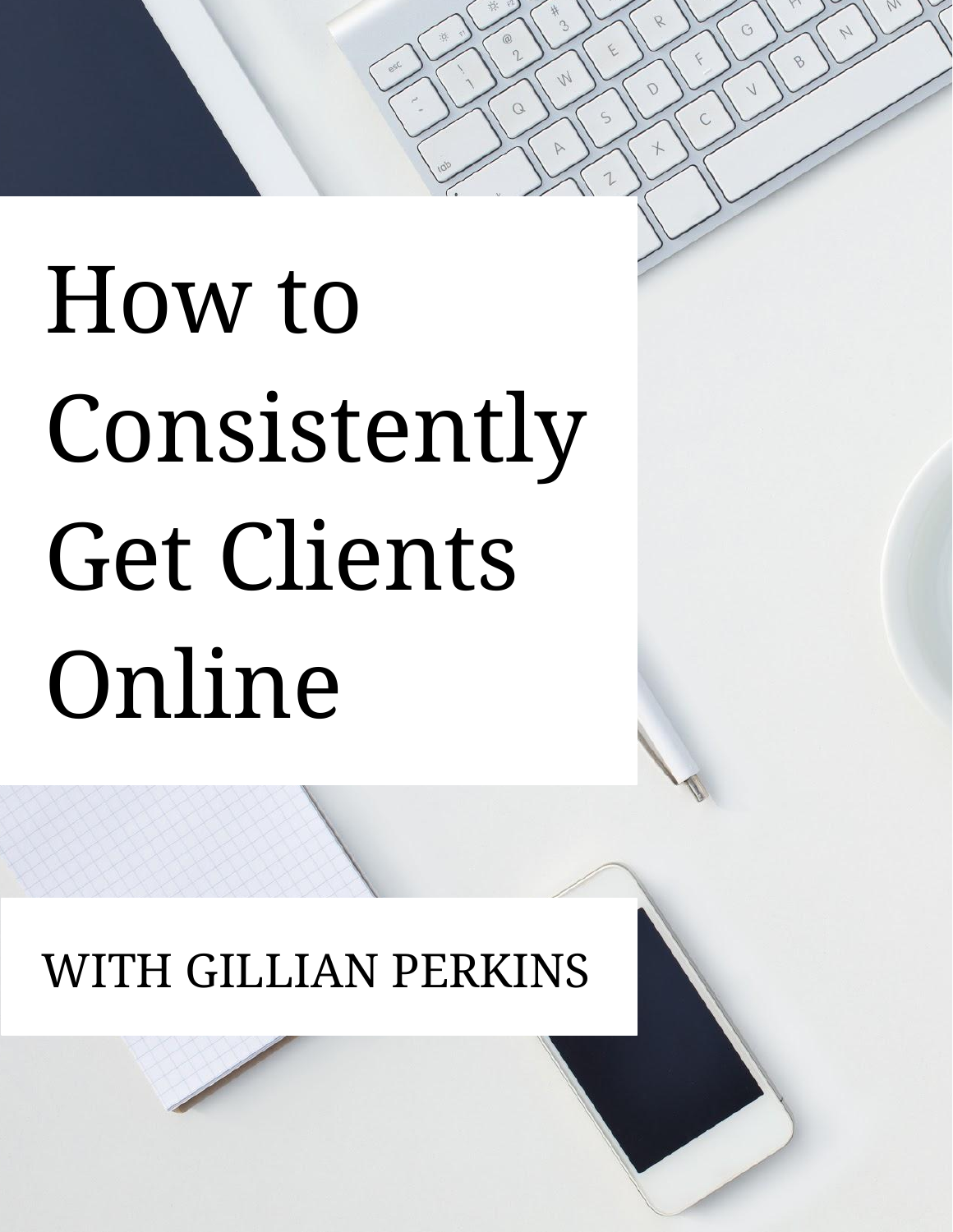# How to Consistently Get Clients Online

WITH GILLIAN PERKINS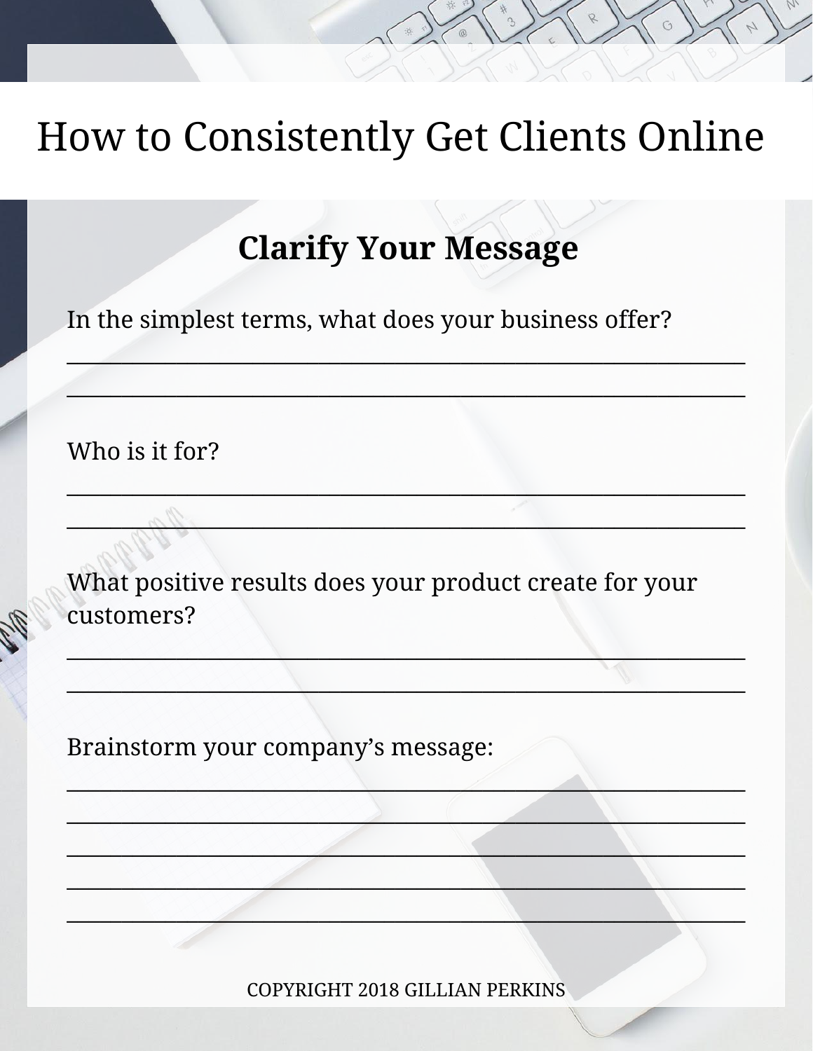# How to Consistently Get Clients Online

## Clarify Your Message

In the simplest terms, what does your business offer?

_______________________________________________________________

_______________________________________________________________

Who is it for?

_______________________________________________________________

_______________________________________________________________

What positive results does your product create for your customers?

_______________________________________________________________

_______________________________________________________________

Brainstorm your company's message:

_______________________________________________________________

_______________________________________________________________

_______________________________________________________________

_______________________________________________________________

_______________________________________________________________

COPYRIGHT 2018 GILLIAN PERKINS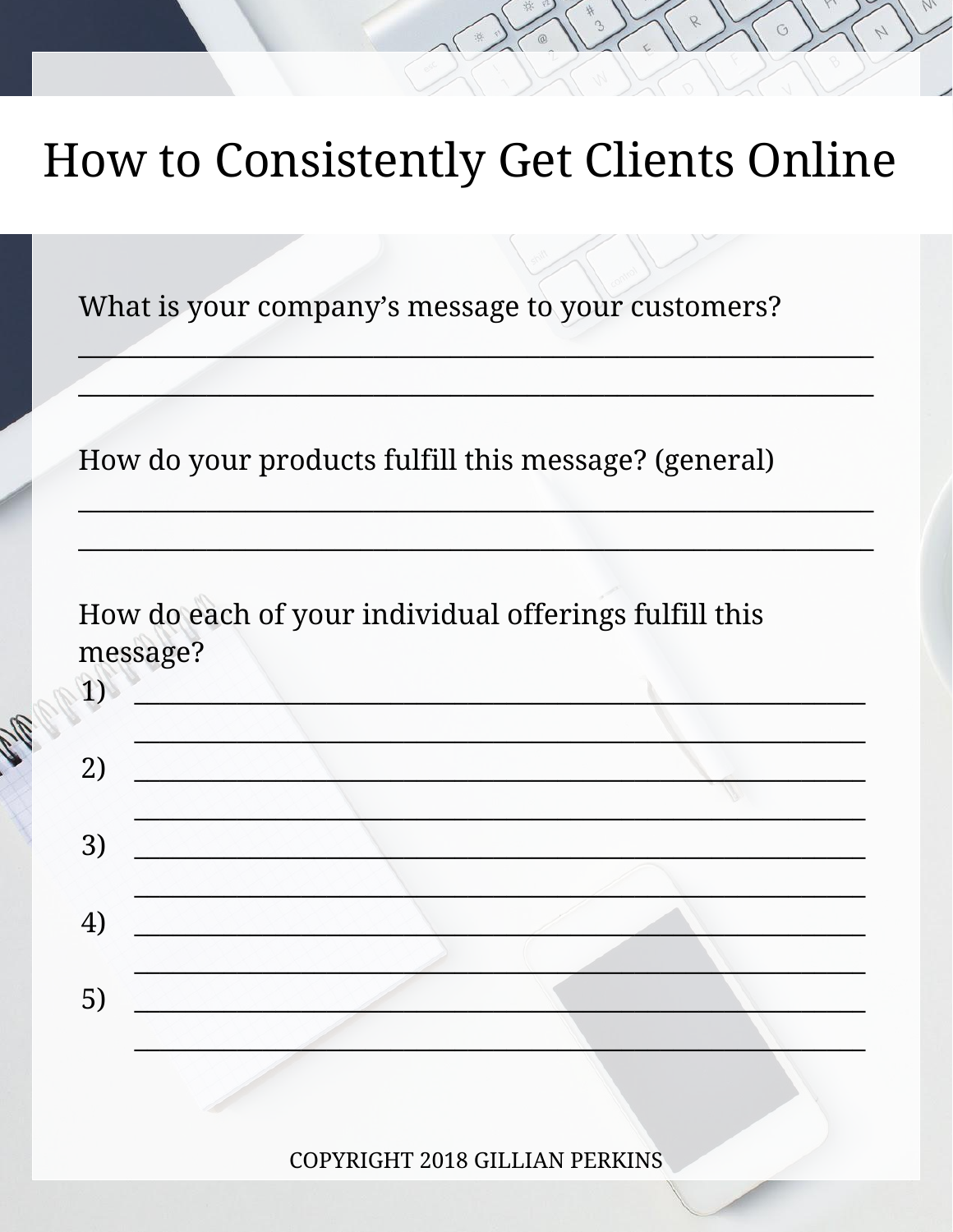# How to Consistently Get Clients Online

What is your company's message to your customers?

______________________________________________________________

______________________________________________________________

How do your products fulfill this message? (general)

______________________________________________________________

______________________________________________________________

How do each of your individual offerings fulfill this message?

1) __________________________________________________________

   __________________________________________________________

2) __________________________________________________________

   __________________________________________________________

3) __________________________________________________________

   __________________________________________________________

4) __________________________________________________________

   __________________________________________________________

5) __________________________________________________________

   __________________________________________________________

COPYRIGHT 2018 GILLIAN PERKINS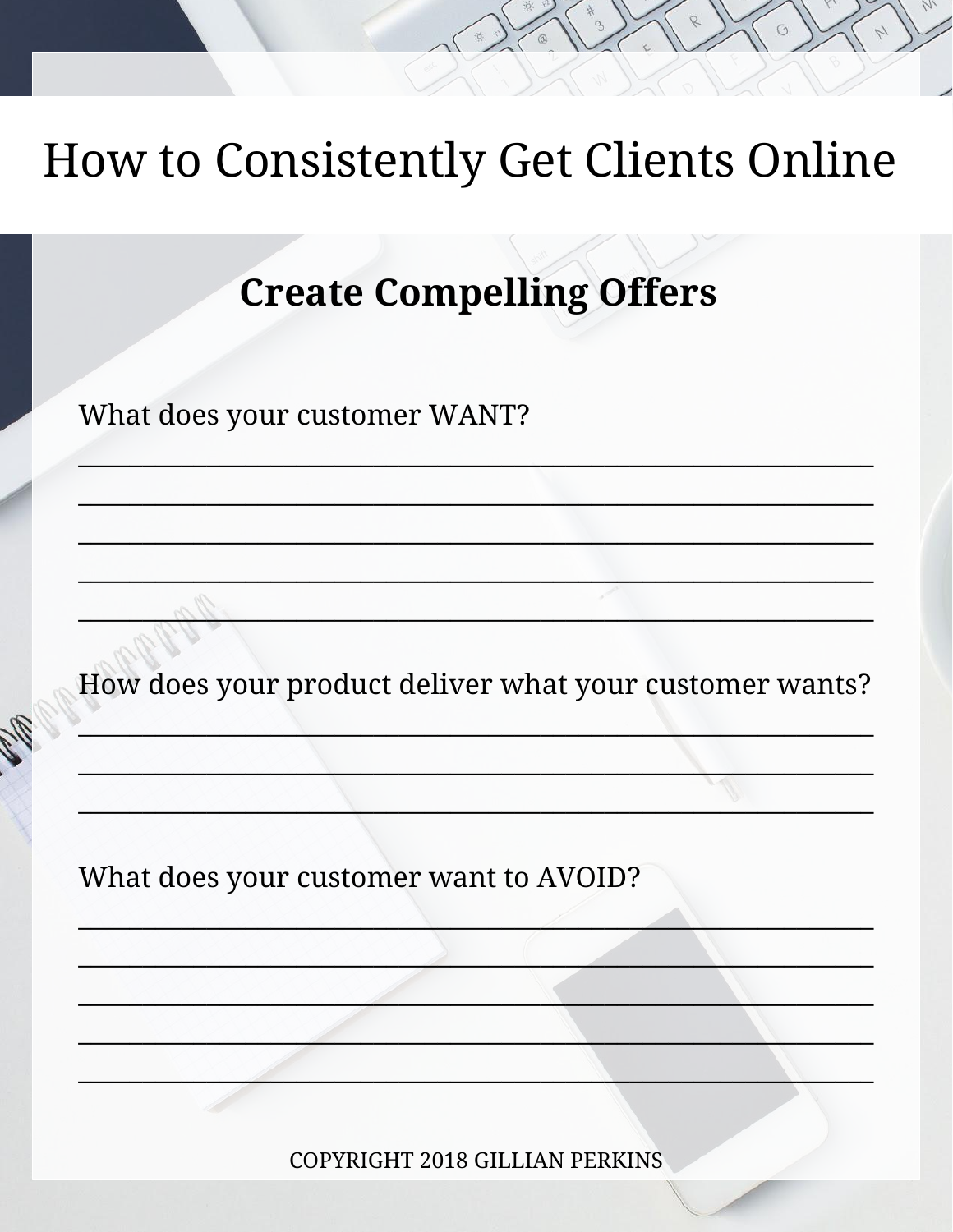# How to Consistently Get Clients Online

## Create Compelling Offers

What does your customer WANT?

_______________________________________________________________

_______________________________________________________________

_______________________________________________________________

_______________________________________________________________

_______________________________________________________________

How does your product deliver what your customer wants?

_______________________________________________________________

_______________________________________________________________

_______________________________________________________________

What does your customer want to AVOID?

_______________________________________________________________

_______________________________________________________________

_______________________________________________________________

_______________________________________________________________

_______________________________________________________________

COPYRIGHT 2018 GILLIAN PERKINS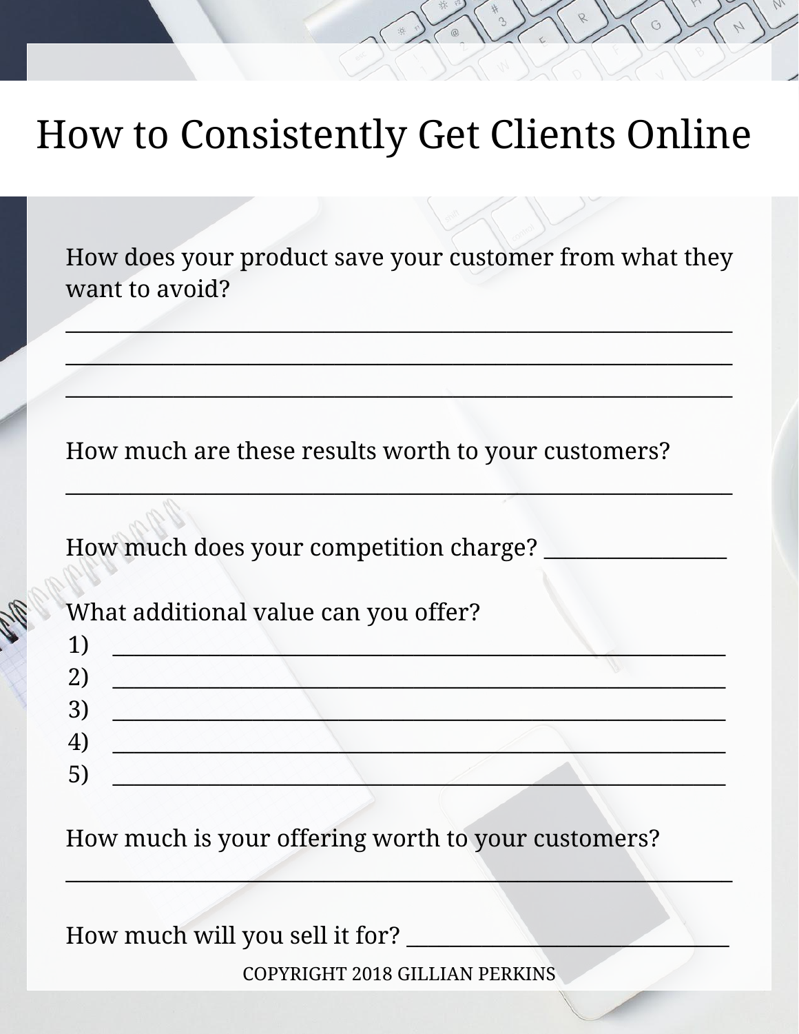# How to Consistently Get Clients Online

How does your product save your customer from what they want to avoid?

_______________________________________________________________

_______________________________________________________________

_______________________________________________________________

How much are these results worth to your customers?

_______________________________________________________________

How much does your competition charge? _________________

What additional value can you offer?

1) _________________________________________________________
2) _________________________________________________________
3) _________________________________________________________
4) _________________________________________________________
5) _________________________________________________________

How much is your offering worth to your customers?

_______________________________________________________________

How much will you sell it for? ______________________________

COPYRIGHT 2018 GILLIAN PERKINS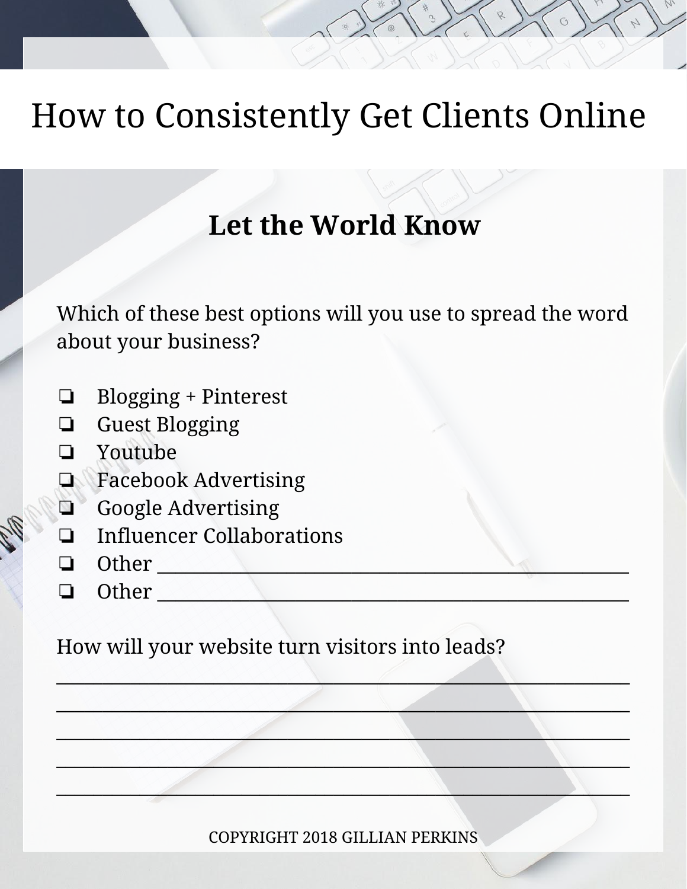# How to Consistently Get Clients Online

## Let the World Know

Which of these best options will you use to spread the word about your business?

- ❏ Blogging + Pinterest
- ❏ Guest Blogging
- ❏ Youtube
- ❏ Facebook Advertising
- ❏ Google Advertising
- ❏ Influencer Collaborations
- ❏ Other ____________________________________________
- ❏ Other ____________________________________________

How will your website turn visitors into leads?

________________________________________________________

________________________________________________________

________________________________________________________

________________________________________________________

________________________________________________________

COPYRIGHT 2018 GILLIAN PERKINS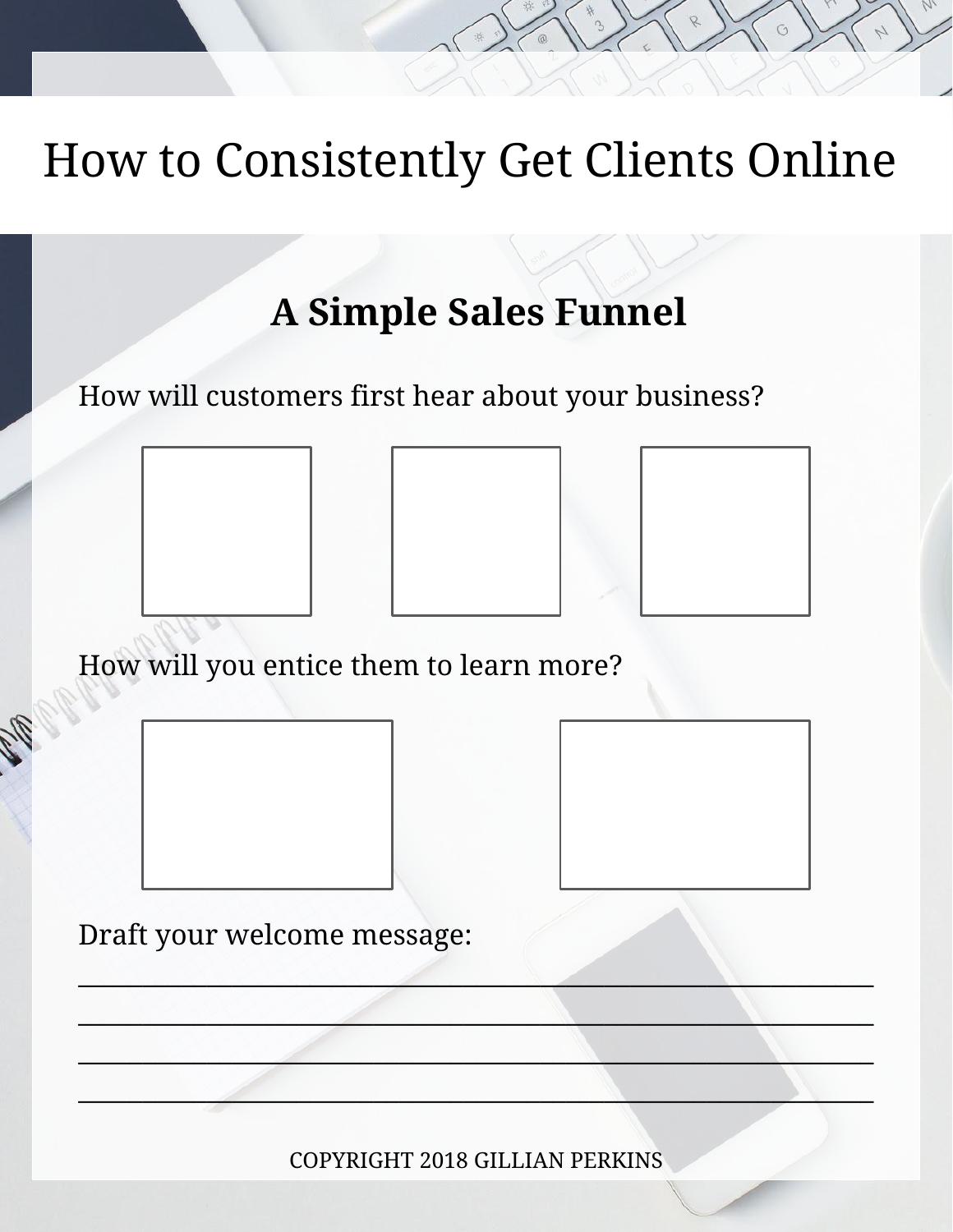# How to Consistently Get Clients Online

## A Simple Sales Funnel

How will customers first hear about your business?

How will you entice them to learn more?

Draft your welcome message:

\_\_\_\_\_\_\_\_\_\_\_\_\_\_\_\_\_\_\_\_\_\_\_\_\_\_\_\_\_\_\_\_\_\_\_\_\_\_\_\_\_\_\_\_\_\_\_\_\_\_\_\_\_\_\_\_\_\_\_\_

\_\_\_\_\_\_\_\_\_\_\_\_\_\_\_\_\_\_\_\_\_\_\_\_\_\_\_\_\_\_\_\_\_\_\_\_\_\_\_\_\_\_\_\_\_\_\_\_\_\_\_\_\_\_\_\_\_\_\_\_

\_\_\_\_\_\_\_\_\_\_\_\_\_\_\_\_\_\_\_\_\_\_\_\_\_\_\_\_\_\_\_\_\_\_\_\_\_\_\_\_\_\_\_\_\_\_\_\_\_\_\_\_\_\_\_\_\_\_\_\_

\_\_\_\_\_\_\_\_\_\_\_\_\_\_\_\_\_\_\_\_\_\_\_\_\_\_\_\_\_\_\_\_\_\_\_\_\_\_\_\_\_\_\_\_\_\_\_\_\_\_\_\_\_\_\_\_\_\_\_\_

COPYRIGHT 2018 GILLIAN PERKINS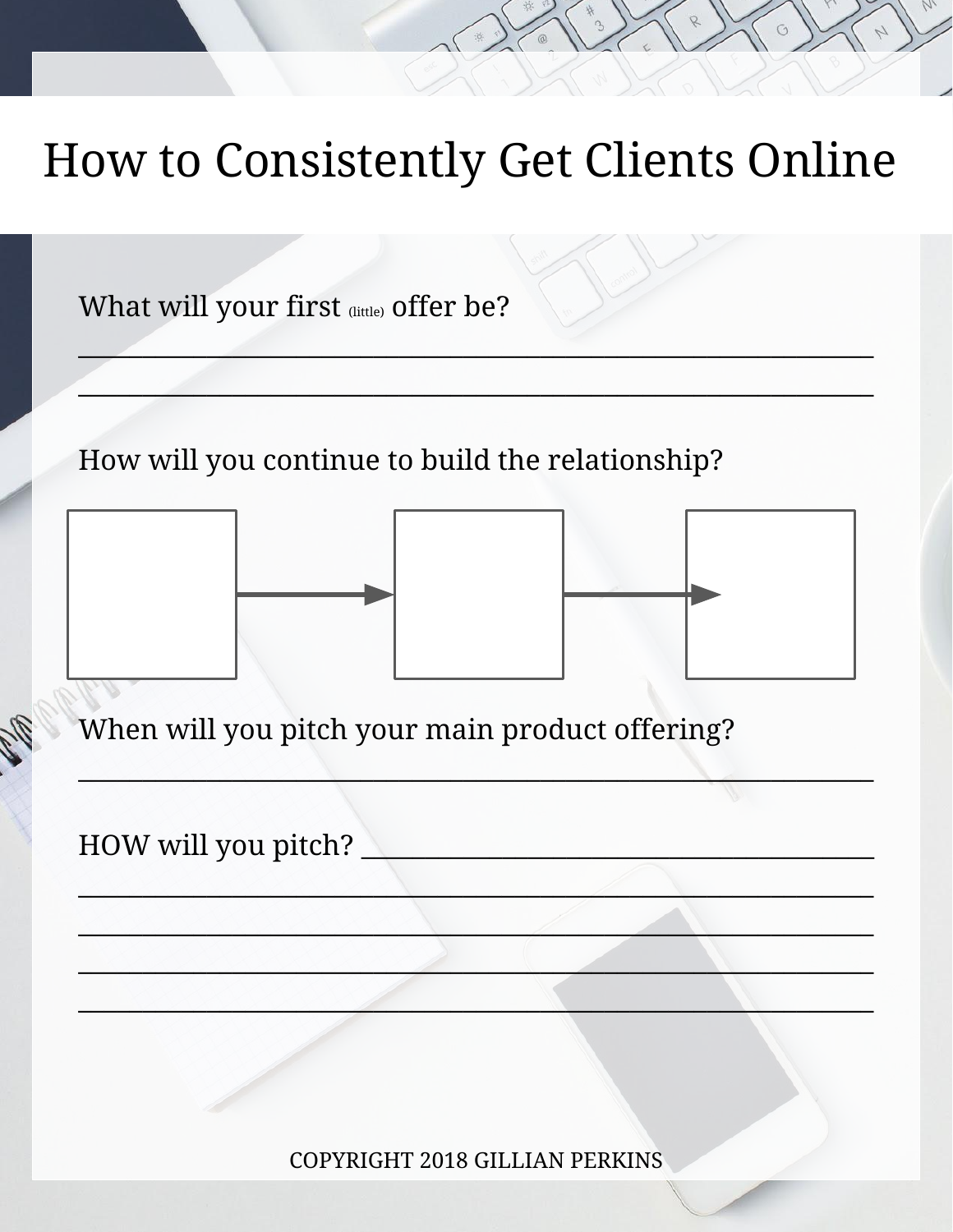# How to Consistently Get Clients Online

What will your first (little) offer be?

______________________________________________________________

______________________________________________________________

How will you continue to build the relationship?

When will you pitch your main product offering?

______________________________________________________________

HOW will you pitch? ___________________________________________

______________________________________________________________

______________________________________________________________

______________________________________________________________

______________________________________________________________

COPYRIGHT 2018 GILLIAN PERKINS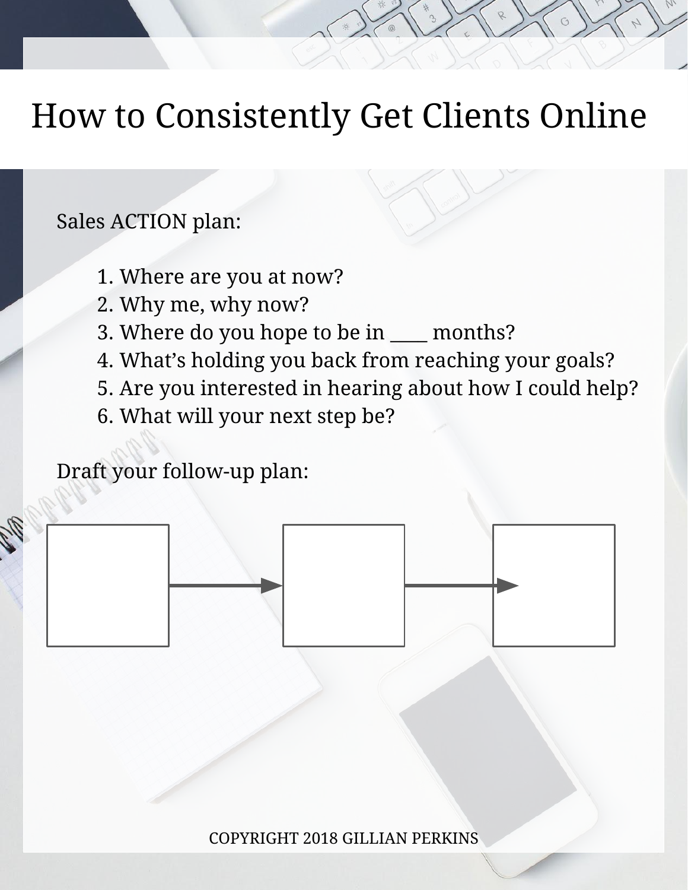# How to Consistently Get Clients Online

Sales ACTION plan:

1. Where are you at now?
2. Why me, why now?
3. Where do you hope to be in ____ months?
4. What's holding you back from reaching your goals?
5. Are you interested in hearing about how I could help?
6. What will your next step be?

Draft your follow-up plan:

COPYRIGHT 2018 GILLIAN PERKINS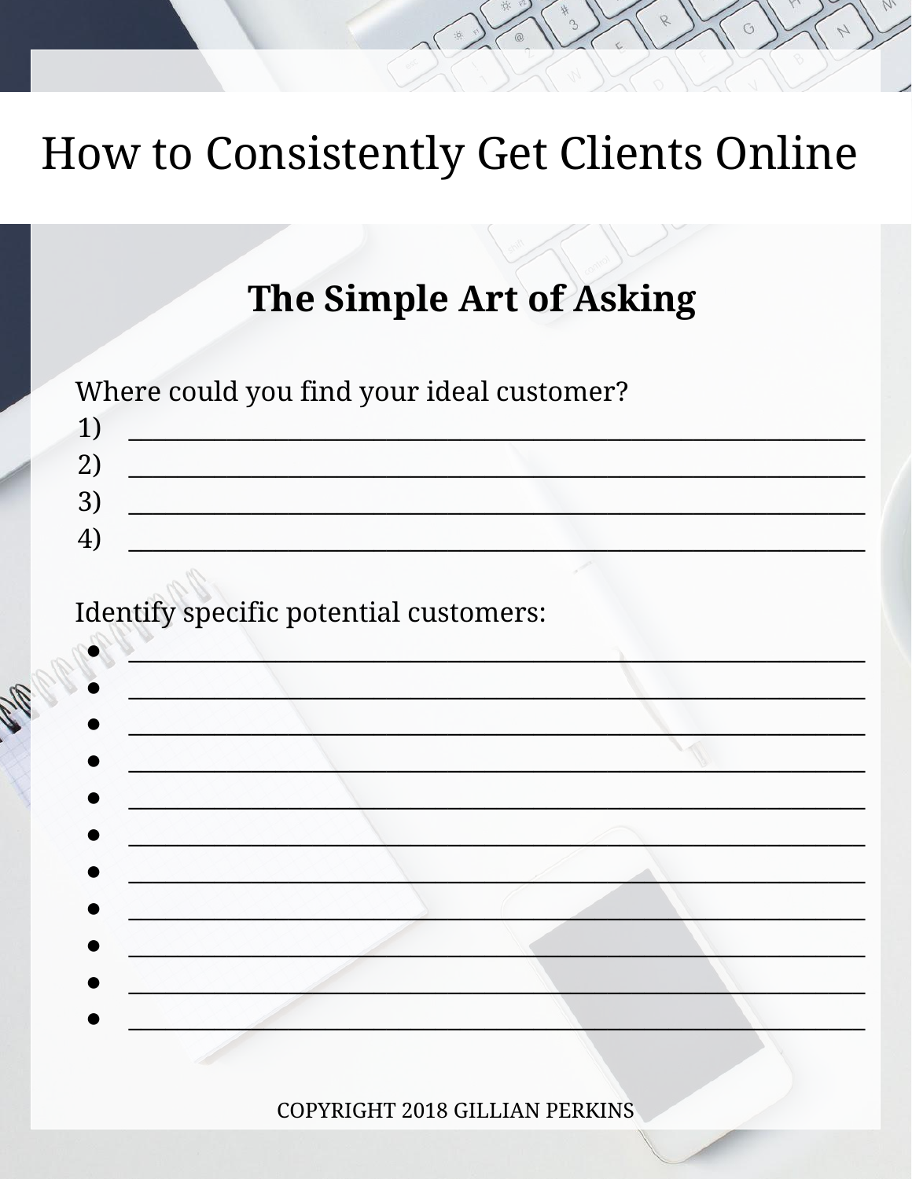# How to Consistently Get Clients Online

## The Simple Art of Asking

Where could you find your ideal customer?

1) ____________________________________________________________
2) ____________________________________________________________
3) ____________________________________________________________
4) ____________________________________________________________

Identify specific potential customers:

- ____________________________________________________________
- ____________________________________________________________
- ____________________________________________________________
- ____________________________________________________________
- ____________________________________________________________
- ____________________________________________________________
- ____________________________________________________________
- ____________________________________________________________
- ____________________________________________________________
- ____________________________________________________________
- ____________________________________________________________

COPYRIGHT 2018 GILLIAN PERKINS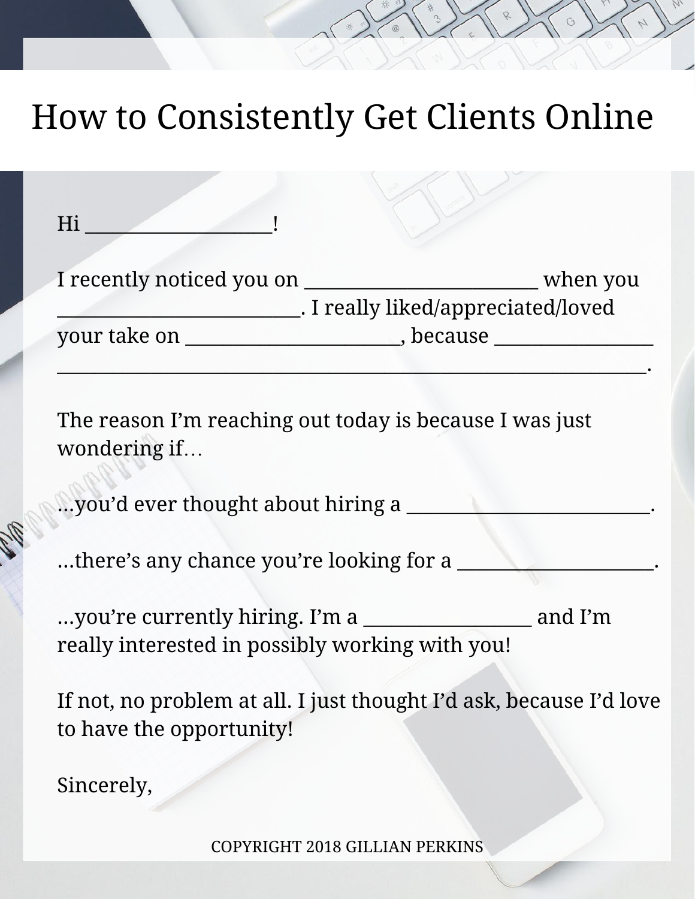# How to Consistently Get Clients Online

Hi ____________________!

I recently noticed you on _________________________ when you __________________________. I really liked/appreciated/loved your take on _______________________, because _________________ _______________________________________________________________.

The reason I'm reaching out today is because I was just wondering if…

…you'd ever thought about hiring a __________________________.

…there's any chance you're looking for a _____________________.

…you're currently hiring. I'm a __________________ and I'm really interested in possibly working with you!

If not, no problem at all. I just thought I'd ask, because I'd love to have the opportunity!

Sincerely,

COPYRIGHT 2018 GILLIAN PERKINS